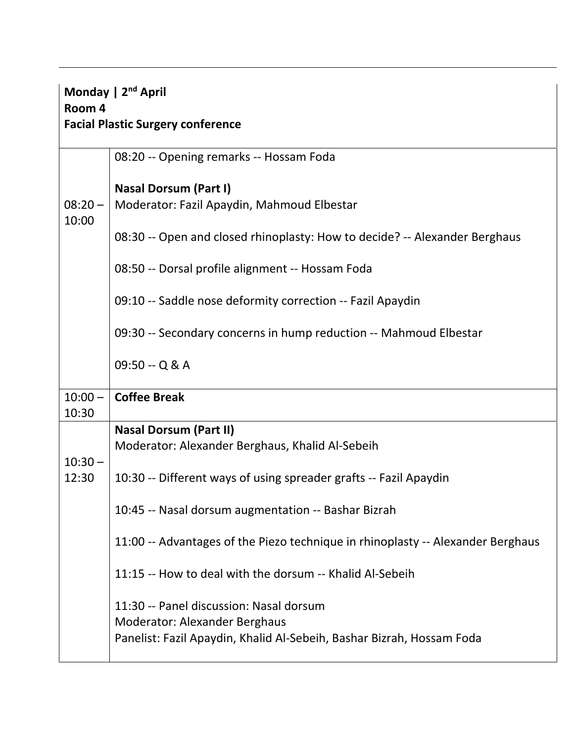**Monday | 2nd April**
**Room 4**
**Facial Plastic Surgery conference**

| Time | Session |
| --- | --- |
| 08:20 – 10:00 | 08:20 -- Opening remarks -- Hossam Foda<br><br>**Nasal Dorsum (Part I)**<br>Moderator: Fazil Apaydin, Mahmoud Elbestar<br><br>08:30 -- Open and closed rhinoplasty: How to decide? -- Alexander Berghaus<br><br>08:50 -- Dorsal profile alignment -- Hossam Foda<br><br>09:10 -- Saddle nose deformity correction -- Fazil Apaydin<br><br>09:30 -- Secondary concerns in hump reduction -- Mahmoud Elbestar<br><br>09:50 -- Q & A |
| 10:00 – 10:30 | **Coffee Break** |
| 10:30 – 12:30 | **Nasal Dorsum (Part II)**<br>Moderator: Alexander Berghaus, Khalid Al-Sebeih<br><br>10:30 -- Different ways of using spreader grafts -- Fazil Apaydin<br><br>10:45 -- Nasal dorsum augmentation -- Bashar Bizrah<br><br>11:00 -- Advantages of the Piezo technique in rhinoplasty -- Alexander Berghaus<br><br>11:15 -- How to deal with the dorsum -- Khalid Al-Sebeih<br><br>11:30 -- Panel discussion: Nasal dorsum<br>Moderator: Alexander Berghaus<br>Panelist: Fazil Apaydin, Khalid Al-Sebeih, Bashar Bizrah, Hossam Foda |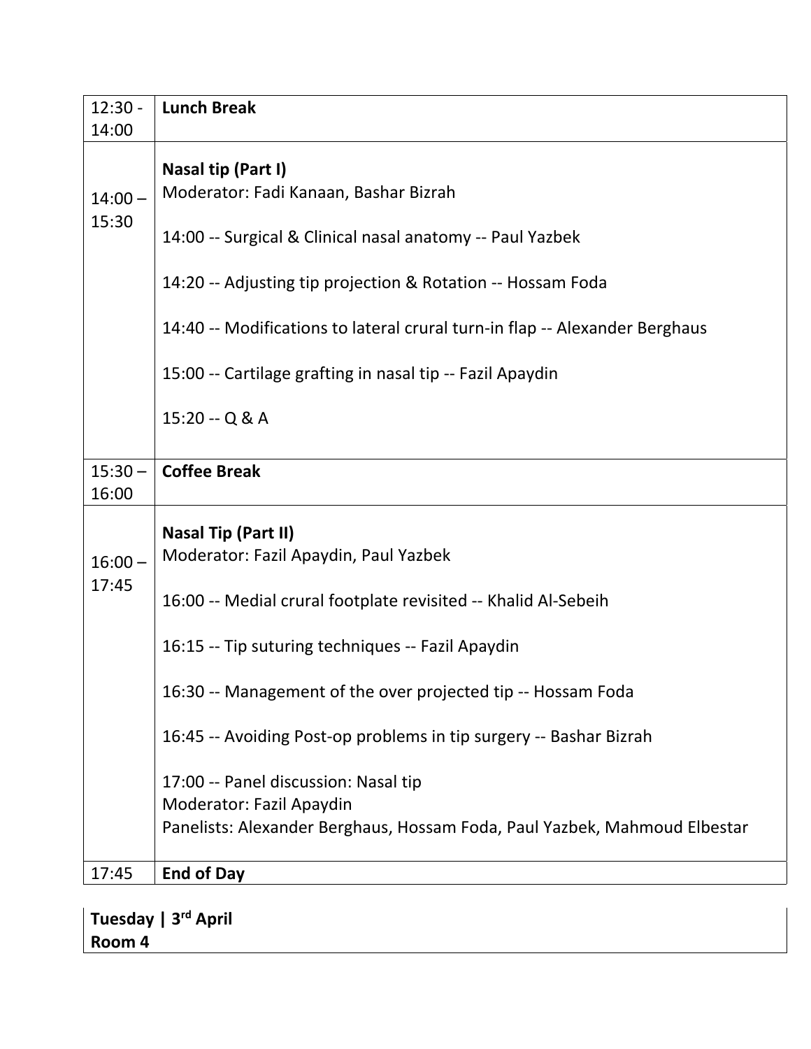| | |
|---|---|
| 12:30 - 14:00 | **Lunch Break** |
| 14:00 – 15:30 | **Nasal tip (Part I)**<br>Moderator: Fadi Kanaan, Bashar Bizrah<br><br>14:00 -- Surgical & Clinical nasal anatomy -- Paul Yazbek<br><br>14:20 -- Adjusting tip projection & Rotation -- Hossam Foda<br><br>14:40 -- Modifications to lateral crural turn-in flap -- Alexander Berghaus<br><br>15:00 -- Cartilage grafting in nasal tip -- Fazil Apaydin<br><br>15:20 -- Q & A |
| 15:30 – 16:00 | **Coffee Break** |
| 16:00 – 17:45 | **Nasal Tip (Part II)**<br>Moderator: Fazil Apaydin, Paul Yazbek<br><br>16:00 -- Medial crural footplate revisited -- Khalid Al-Sebeih<br><br>16:15 -- Tip suturing techniques -- Fazil Apaydin<br><br>16:30 -- Management of the over projected tip -- Hossam Foda<br><br>16:45 -- Avoiding Post-op problems in tip surgery -- Bashar Bizrah<br><br>17:00 -- Panel discussion: Nasal tip<br>Moderator: Fazil Apaydin<br>Panelists: Alexander Berghaus, Hossam Foda, Paul Yazbek, Mahmoud Elbestar |
| 17:45 | **End of Day** |

**Tuesday | 3rd April**
**Room 4**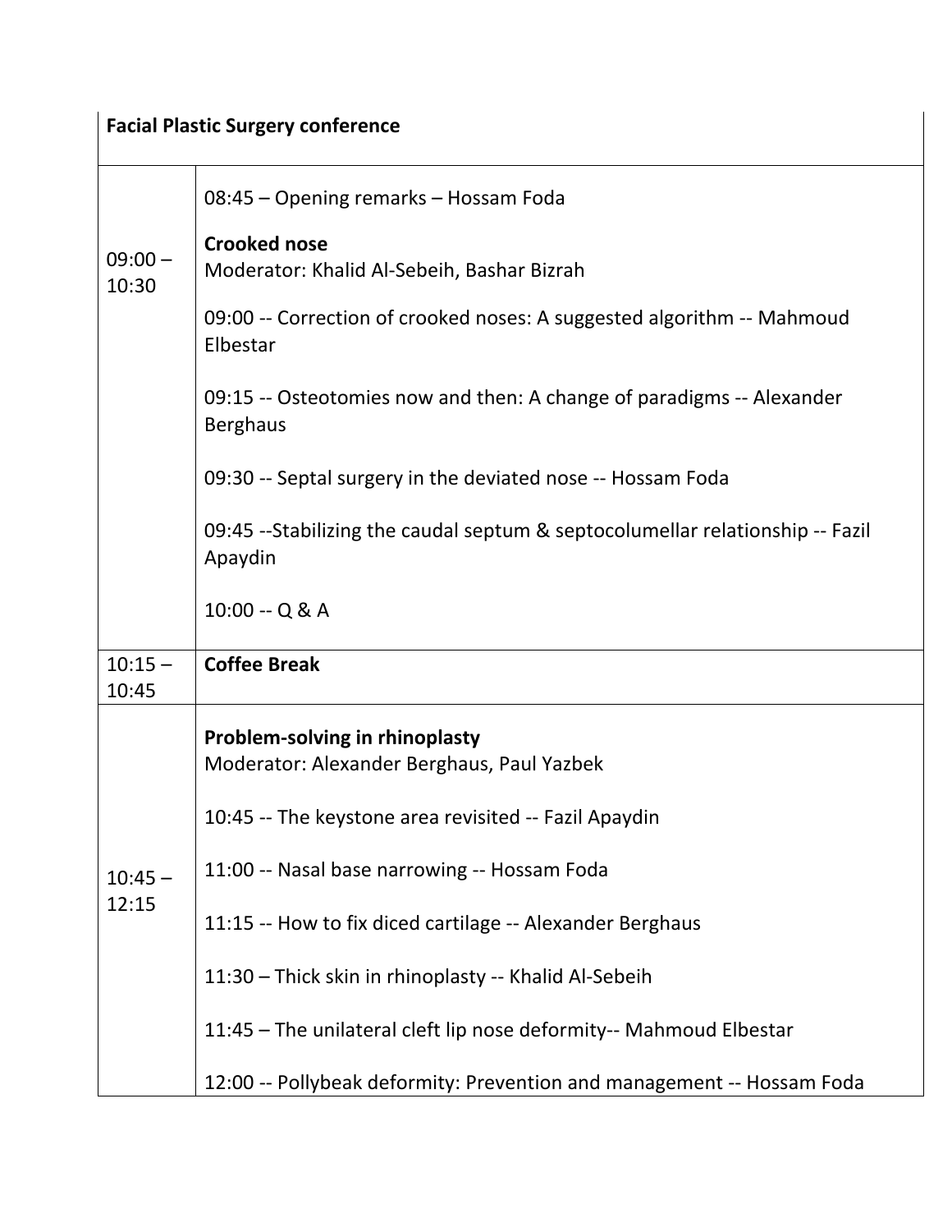| Facial Plastic Surgery conference | |
|---|---|
| 09:00 – 10:30 | 08:45 – Opening remarks – Hossam Foda<br><br>**Crooked nose**<br>Moderator: Khalid Al-Sebeih, Bashar Bizrah<br><br>09:00 -- Correction of crooked noses: A suggested algorithm -- Mahmoud Elbestar<br><br>09:15 -- Osteotomies now and then: A change of paradigms -- Alexander Berghaus<br><br>09:30 -- Septal surgery in the deviated nose -- Hossam Foda<br><br>09:45 --Stabilizing the caudal septum & septocolumellar relationship -- Fazil Apaydin<br><br>10:00 -- Q & A |
| 10:15 – 10:45 | **Coffee Break** |
| 10:45 – 12:15 | **Problem-solving in rhinoplasty**<br>Moderator: Alexander Berghaus, Paul Yazbek<br><br>10:45 -- The keystone area revisited -- Fazil Apaydin<br><br>11:00 -- Nasal base narrowing -- Hossam Foda<br><br>11:15 -- How to fix diced cartilage -- Alexander Berghaus<br><br>11:30 – Thick skin in rhinoplasty -- Khalid Al-Sebeih<br><br>11:45 – The unilateral cleft lip nose deformity-- Mahmoud Elbestar<br><br>12:00 -- Pollybeak deformity: Prevention and management -- Hossam Foda |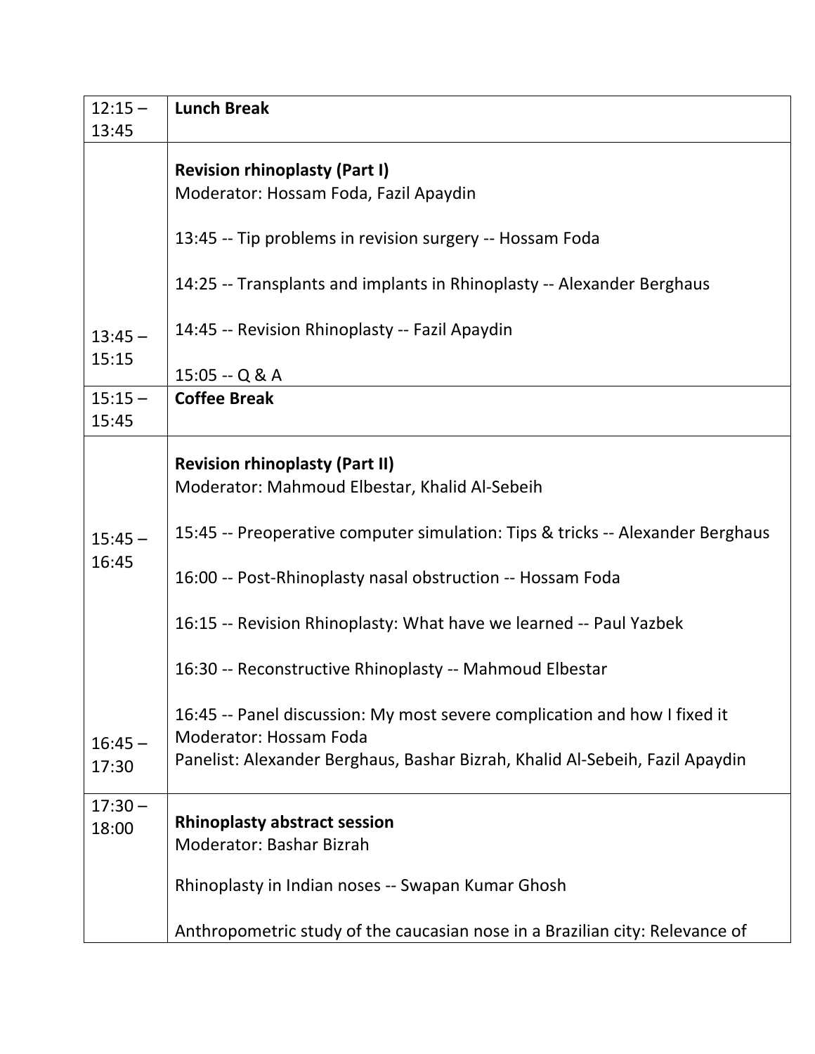| | |
|---|---|
| 12:15 – 13:45 | **Lunch Break** |
| 13:45 – 15:15 | **Revision rhinoplasty (Part I)**<br>Moderator: Hossam Foda, Fazil Apaydin<br><br>13:45 -- Tip problems in revision surgery -- Hossam Foda<br><br>14:25 -- Transplants and implants in Rhinoplasty -- Alexander Berghaus<br><br>14:45 -- Revision Rhinoplasty -- Fazil Apaydin<br><br>15:05 -- Q & A |
| 15:15 – 15:45 | **Coffee Break** |
| 15:45 – 16:45<br><br>16:45 – 17:30 | **Revision rhinoplasty (Part II)**<br>Moderator: Mahmoud Elbestar, Khalid Al-Sebeih<br><br>15:45 -- Preoperative computer simulation: Tips & tricks -- Alexander Berghaus<br><br>16:00 -- Post-Rhinoplasty nasal obstruction -- Hossam Foda<br><br>16:15 -- Revision Rhinoplasty: What have we learned -- Paul Yazbek<br><br>16:30 -- Reconstructive Rhinoplasty -- Mahmoud Elbestar<br><br>16:45 -- Panel discussion: My most severe complication and how I fixed it<br>Moderator: Hossam Foda<br>Panelist: Alexander Berghaus, Bashar Bizrah, Khalid Al-Sebeih, Fazil Apaydin |
| 17:30 – 18:00 | **Rhinoplasty abstract session**<br>Moderator: Bashar Bizrah<br><br>Rhinoplasty in Indian noses -- Swapan Kumar Ghosh<br><br>Anthropometric study of the caucasian nose in a Brazilian city: Relevance of |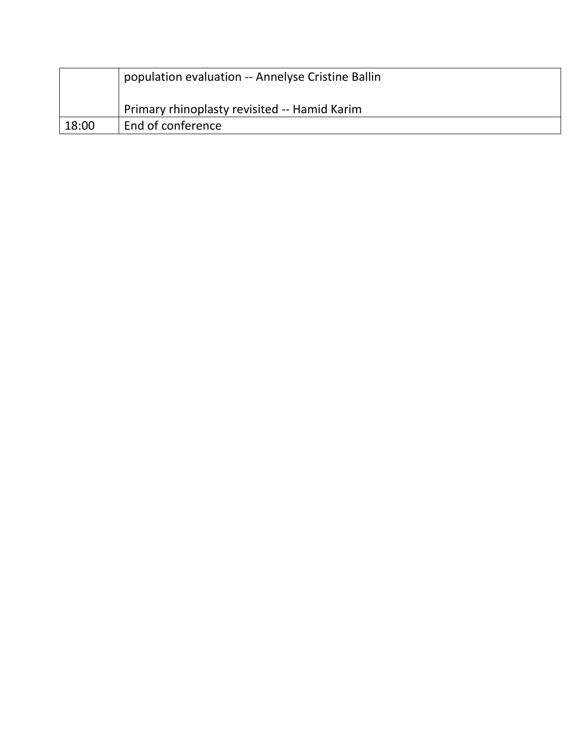| | |
|---|---|
| | population evaluation -- Annelyse Cristine Ballin<br><br>Primary rhinoplasty revisited -- Hamid Karim |
| 18:00 | End of conference |